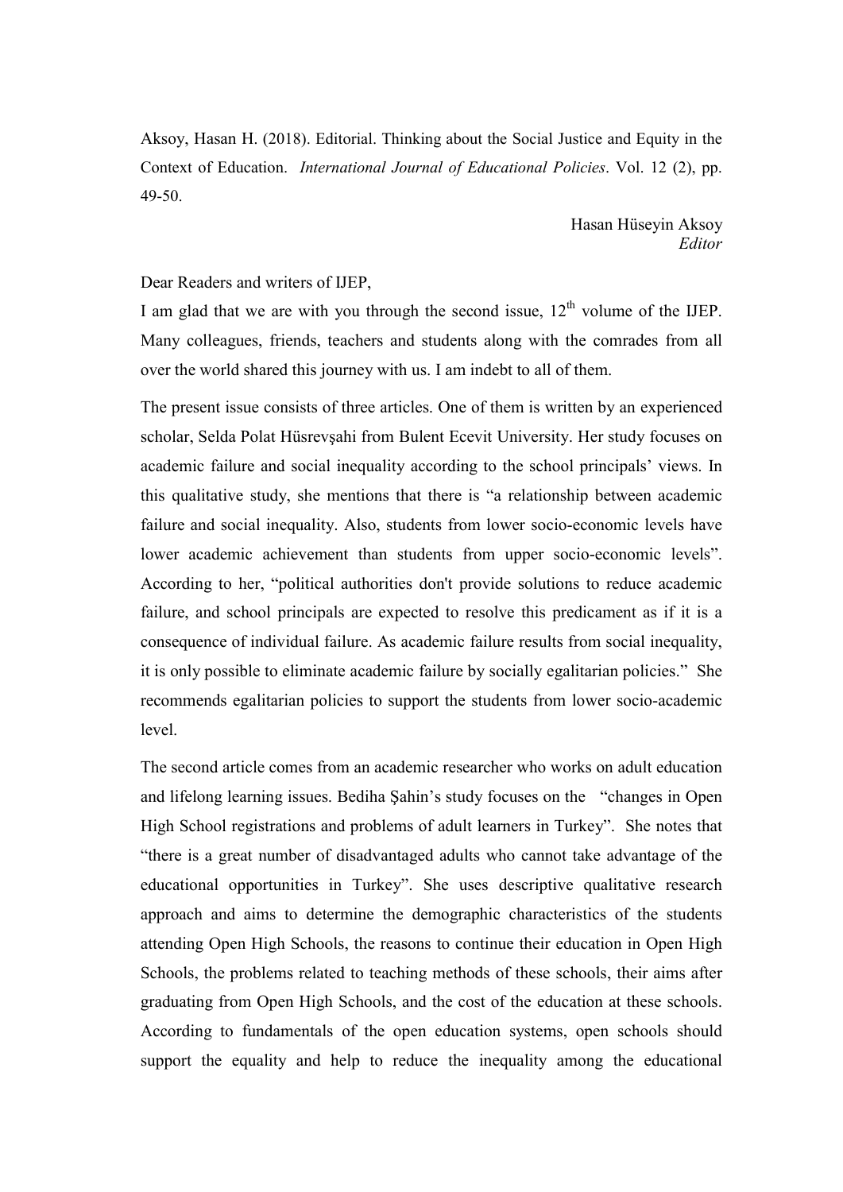Aksoy, Hasan H. (2018). Editorial. Thinking about the Social Justice and Equity in the Context of Education. *International Journal of Educational Policies*. Vol. 12 (2), pp. 49-50.

Hasan Hüseyin Aksoy
*Editor*

Dear Readers and writers of IJEP,

I am glad that we are with you through the second issue, 12th volume of the IJEP. Many colleagues, friends, teachers and students along with the comrades from all over the world shared this journey with us. I am indebt to all of them.

The present issue consists of three articles. One of them is written by an experienced scholar, Selda Polat Hüsrevşahi from Bulent Ecevit University. Her study focuses on academic failure and social inequality according to the school principals' views. In this qualitative study, she mentions that there is "a relationship between academic failure and social inequality. Also, students from lower socio-economic levels have lower academic achievement than students from upper socio-economic levels". According to her, "political authorities don't provide solutions to reduce academic failure, and school principals are expected to resolve this predicament as if it is a consequence of individual failure. As academic failure results from social inequality, it is only possible to eliminate academic failure by socially egalitarian policies." She recommends egalitarian policies to support the students from lower socio-academic level.

The second article comes from an academic researcher who works on adult education and lifelong learning issues. Bediha Şahin's study focuses on the "changes in Open High School registrations and problems of adult learners in Turkey". She notes that "there is a great number of disadvantaged adults who cannot take advantage of the educational opportunities in Turkey". She uses descriptive qualitative research approach and aims to determine the demographic characteristics of the students attending Open High Schools, the reasons to continue their education in Open High Schools, the problems related to teaching methods of these schools, their aims after graduating from Open High Schools, and the cost of the education at these schools. According to fundamentals of the open education systems, open schools should support the equality and help to reduce the inequality among the educational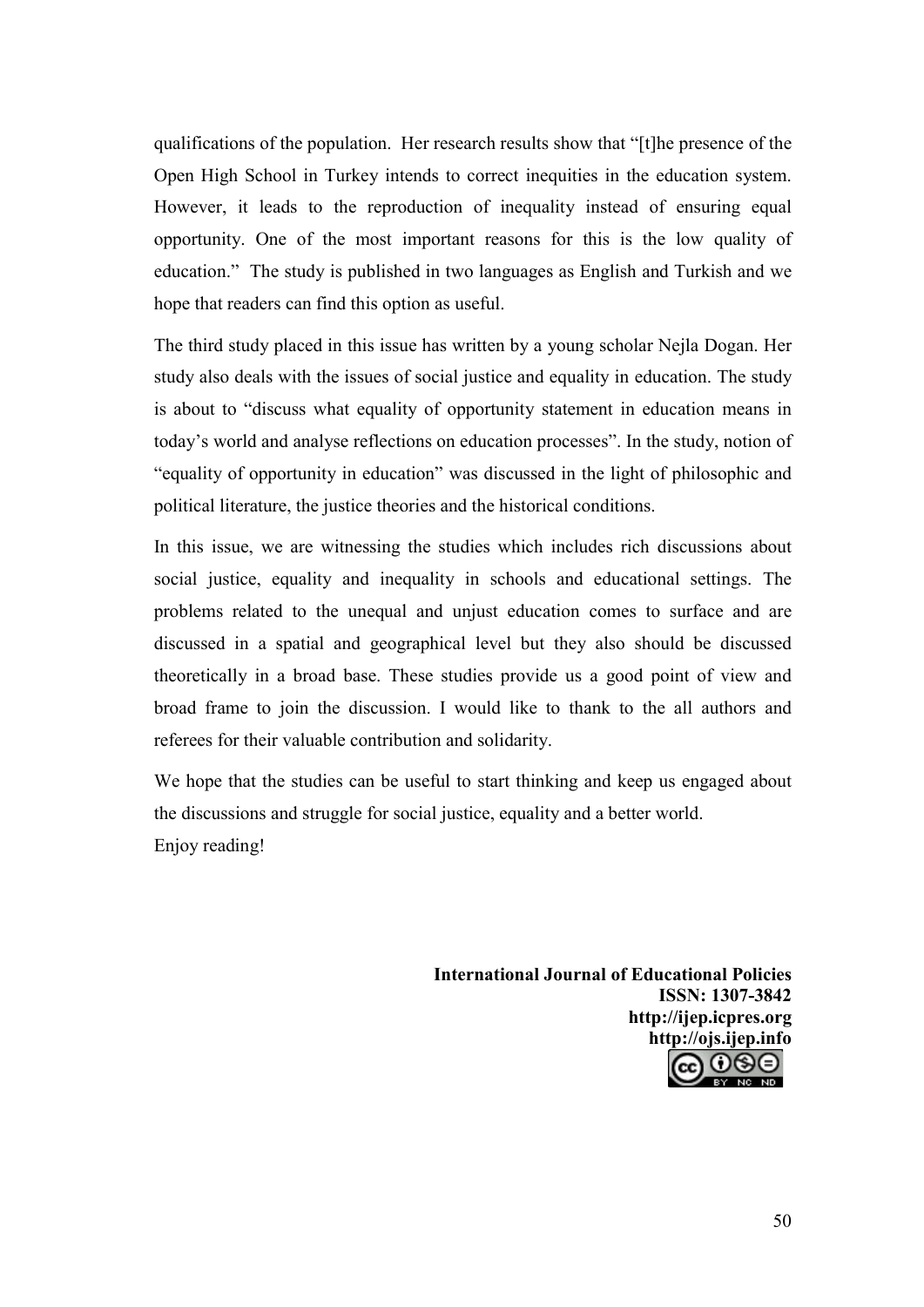qualifications of the population. Her research results show that "[t]he presence of the Open High School in Turkey intends to correct inequities in the education system. However, it leads to the reproduction of inequality instead of ensuring equal opportunity. One of the most important reasons for this is the low quality of education." The study is published in two languages as English and Turkish and we hope that readers can find this option as useful.

The third study placed in this issue has written by a young scholar Nejla Dogan. Her study also deals with the issues of social justice and equality in education. The study is about to "discuss what equality of opportunity statement in education means in today's world and analyse reflections on education processes". In the study, notion of "equality of opportunity in education" was discussed in the light of philosophic and political literature, the justice theories and the historical conditions.

In this issue, we are witnessing the studies which includes rich discussions about social justice, equality and inequality in schools and educational settings. The problems related to the unequal and unjust education comes to surface and are discussed in a spatial and geographical level but they also should be discussed theoretically in a broad base. These studies provide us a good point of view and broad frame to join the discussion. I would like to thank to the all authors and referees for their valuable contribution and solidarity.

We hope that the studies can be useful to start thinking and keep us engaged about the discussions and struggle for social justice, equality and a better world.
Enjoy reading!

**International Journal of Educational Policies**
**ISSN: 1307-3842**
**http://ijep.icpres.org**
**http://ojs.ijep.info**